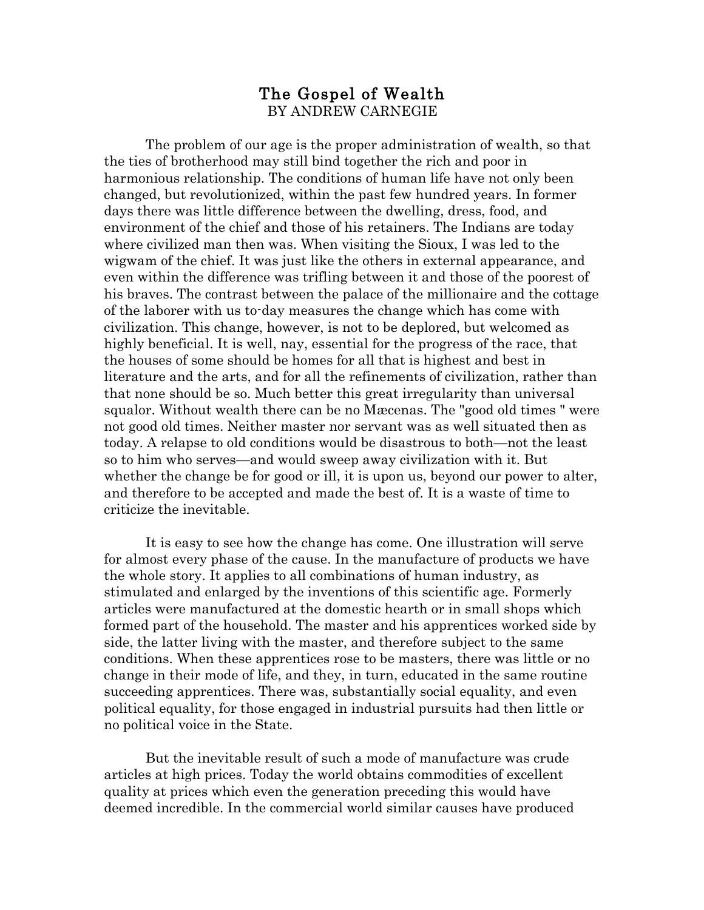# The Gospel of Wealth

BY ANDREW CARNEGIE

The problem of our age is the proper administration of wealth, so that the ties of brotherhood may still bind together the rich and poor in harmonious relationship. The conditions of human life have not only been changed, but revolutionized, within the past few hundred years. In former days there was little difference between the dwelling, dress, food, and environment of the chief and those of his retainers. The Indians are today where civilized man then was. When visiting the Sioux, I was led to the wigwam of the chief. It was just like the others in external appearance, and even within the difference was trifling between it and those of the poorest of his braves. The contrast between the palace of the millionaire and the cottage of the laborer with us to-day measures the change which has come with civilization. This change, however, is not to be deplored, but welcomed as highly beneficial. It is well, nay, essential for the progress of the race, that the houses of some should be homes for all that is highest and best in literature and the arts, and for all the refinements of civilization, rather than that none should be so. Much better this great irregularity than universal squalor. Without wealth there can be no Mæcenas. The "good old times " were not good old times. Neither master nor servant was as well situated then as today. A relapse to old conditions would be disastrous to both—not the least so to him who serves—and would sweep away civilization with it. But whether the change be for good or ill, it is upon us, beyond our power to alter, and therefore to be accepted and made the best of. It is a waste of time to criticize the inevitable.

It is easy to see how the change has come. One illustration will serve for almost every phase of the cause. In the manufacture of products we have the whole story. It applies to all combinations of human industry, as stimulated and enlarged by the inventions of this scientific age. Formerly articles were manufactured at the domestic hearth or in small shops which formed part of the household. The master and his apprentices worked side by side, the latter living with the master, and therefore subject to the same conditions. When these apprentices rose to be masters, there was little or no change in their mode of life, and they, in turn, educated in the same routine succeeding apprentices. There was, substantially social equality, and even political equality, for those engaged in industrial pursuits had then little or no political voice in the State.

But the inevitable result of such a mode of manufacture was crude articles at high prices. Today the world obtains commodities of excellent quality at prices which even the generation preceding this would have deemed incredible. In the commercial world similar causes have produced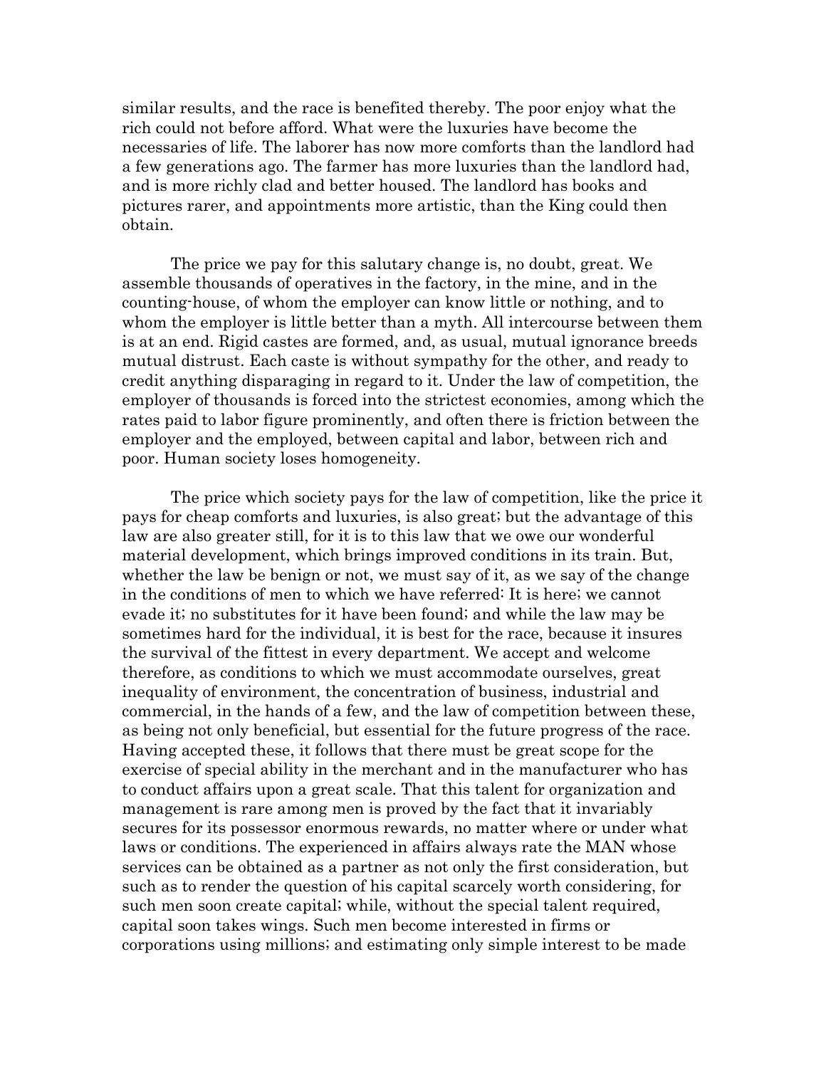similar results, and the race is benefited thereby. The poor enjoy what the rich could not before afford. What were the luxuries have become the necessaries of life. The laborer has now more comforts than the landlord had a few generations ago. The farmer has more luxuries than the landlord had, and is more richly clad and better housed. The landlord has books and pictures rarer, and appointments more artistic, than the King could then obtain.

The price we pay for this salutary change is, no doubt, great. We assemble thousands of operatives in the factory, in the mine, and in the counting-house, of whom the employer can know little or nothing, and to whom the employer is little better than a myth. All intercourse between them is at an end. Rigid castes are formed, and, as usual, mutual ignorance breeds mutual distrust. Each caste is without sympathy for the other, and ready to credit anything disparaging in regard to it. Under the law of competition, the employer of thousands is forced into the strictest economies, among which the rates paid to labor figure prominently, and often there is friction between the employer and the employed, between capital and labor, between rich and poor. Human society loses homogeneity.

The price which society pays for the law of competition, like the price it pays for cheap comforts and luxuries, is also great; but the advantage of this law are also greater still, for it is to this law that we owe our wonderful material development, which brings improved conditions in its train. But, whether the law be benign or not, we must say of it, as we say of the change in the conditions of men to which we have referred: It is here; we cannot evade it; no substitutes for it have been found; and while the law may be sometimes hard for the individual, it is best for the race, because it insures the survival of the fittest in every department. We accept and welcome therefore, as conditions to which we must accommodate ourselves, great inequality of environment, the concentration of business, industrial and commercial, in the hands of a few, and the law of competition between these, as being not only beneficial, but essential for the future progress of the race. Having accepted these, it follows that there must be great scope for the exercise of special ability in the merchant and in the manufacturer who has to conduct affairs upon a great scale. That this talent for organization and management is rare among men is proved by the fact that it invariably secures for its possessor enormous rewards, no matter where or under what laws or conditions. The experienced in affairs always rate the MAN whose services can be obtained as a partner as not only the first consideration, but such as to render the question of his capital scarcely worth considering, for such men soon create capital; while, without the special talent required, capital soon takes wings. Such men become interested in firms or corporations using millions; and estimating only simple interest to be made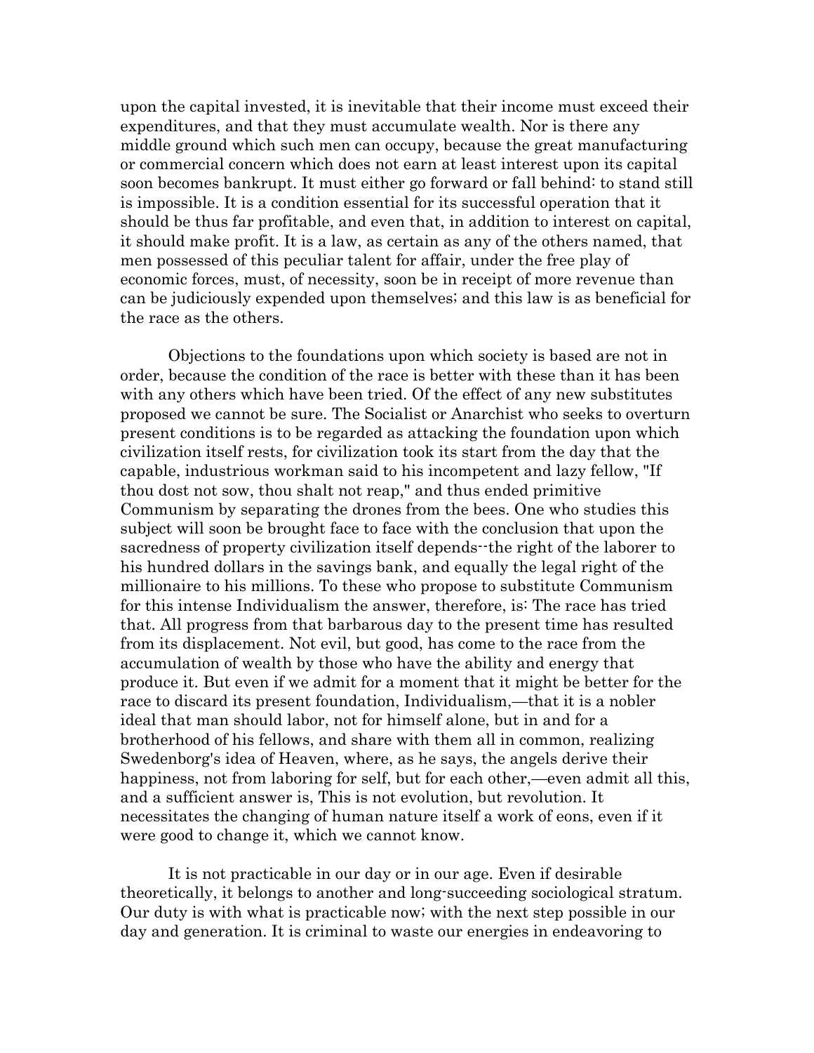upon the capital invested, it is inevitable that their income must exceed their expenditures, and that they must accumulate wealth. Nor is there any middle ground which such men can occupy, because the great manufacturing or commercial concern which does not earn at least interest upon its capital soon becomes bankrupt. It must either go forward or fall behind: to stand still is impossible. It is a condition essential for its successful operation that it should be thus far profitable, and even that, in addition to interest on capital, it should make profit. It is a law, as certain as any of the others named, that men possessed of this peculiar talent for affair, under the free play of economic forces, must, of necessity, soon be in receipt of more revenue than can be judiciously expended upon themselves; and this law is as beneficial for the race as the others.

Objections to the foundations upon which society is based are not in order, because the condition of the race is better with these than it has been with any others which have been tried. Of the effect of any new substitutes proposed we cannot be sure. The Socialist or Anarchist who seeks to overturn present conditions is to be regarded as attacking the foundation upon which civilization itself rests, for civilization took its start from the day that the capable, industrious workman said to his incompetent and lazy fellow, "If thou dost not sow, thou shalt not reap," and thus ended primitive Communism by separating the drones from the bees. One who studies this subject will soon be brought face to face with the conclusion that upon the sacredness of property civilization itself depends--the right of the laborer to his hundred dollars in the savings bank, and equally the legal right of the millionaire to his millions. To these who propose to substitute Communism for this intense Individualism the answer, therefore, is: The race has tried that. All progress from that barbarous day to the present time has resulted from its displacement. Not evil, but good, has come to the race from the accumulation of wealth by those who have the ability and energy that produce it. But even if we admit for a moment that it might be better for the race to discard its present foundation, Individualism,—that it is a nobler ideal that man should labor, not for himself alone, but in and for a brotherhood of his fellows, and share with them all in common, realizing Swedenborg's idea of Heaven, where, as he says, the angels derive their happiness, not from laboring for self, but for each other,—even admit all this, and a sufficient answer is, This is not evolution, but revolution. It necessitates the changing of human nature itself a work of eons, even if it were good to change it, which we cannot know.

It is not practicable in our day or in our age. Even if desirable theoretically, it belongs to another and long-succeeding sociological stratum. Our duty is with what is practicable now; with the next step possible in our day and generation. It is criminal to waste our energies in endeavoring to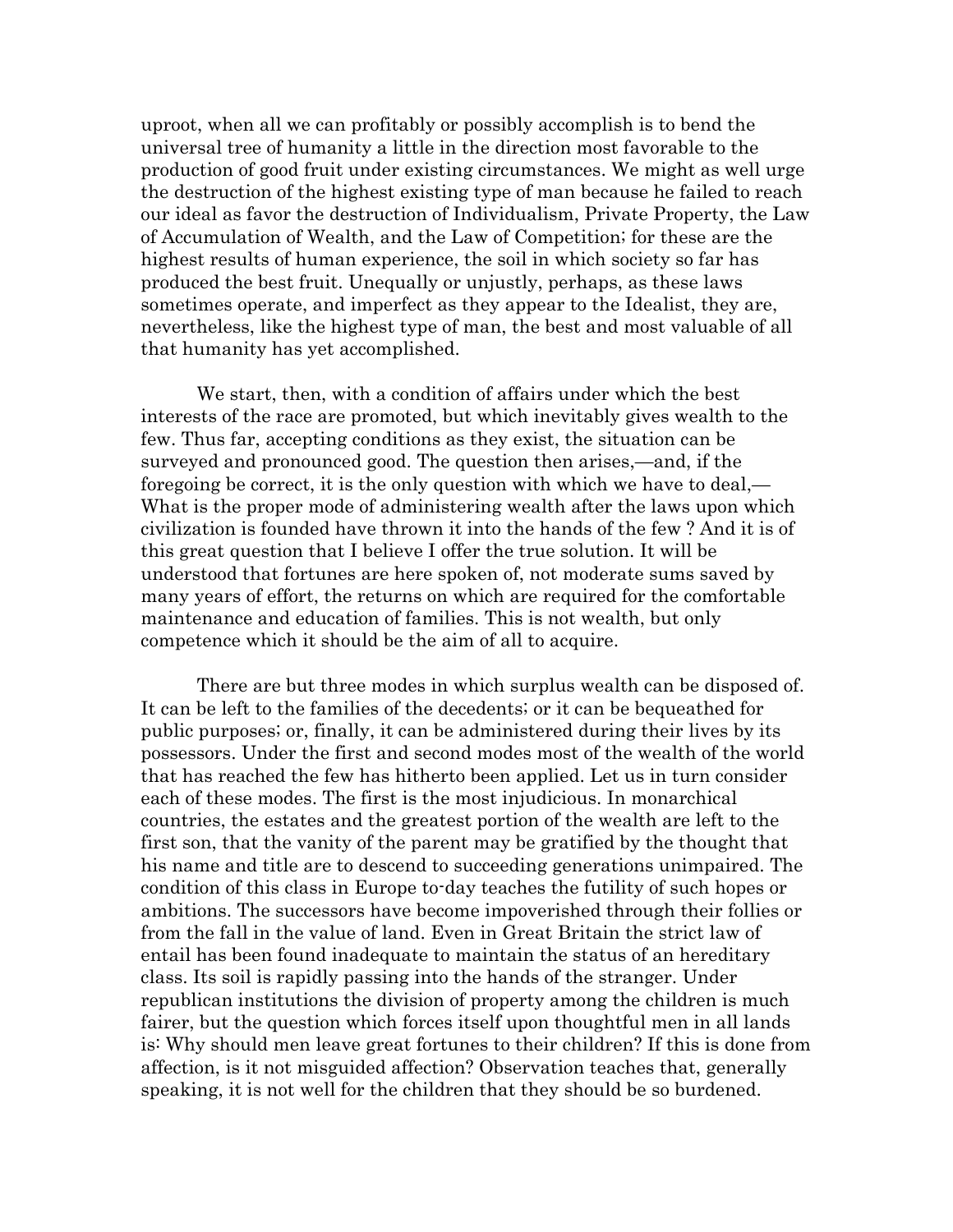uproot, when all we can profitably or possibly accomplish is to bend the universal tree of humanity a little in the direction most favorable to the production of good fruit under existing circumstances. We might as well urge the destruction of the highest existing type of man because he failed to reach our ideal as favor the destruction of Individualism, Private Property, the Law of Accumulation of Wealth, and the Law of Competition; for these are the highest results of human experience, the soil in which society so far has produced the best fruit. Unequally or unjustly, perhaps, as these laws sometimes operate, and imperfect as they appear to the Idealist, they are, nevertheless, like the highest type of man, the best and most valuable of all that humanity has yet accomplished.

We start, then, with a condition of affairs under which the best interests of the race are promoted, but which inevitably gives wealth to the few. Thus far, accepting conditions as they exist, the situation can be surveyed and pronounced good. The question then arises,—and, if the foregoing be correct, it is the only question with which we have to deal,—What is the proper mode of administering wealth after the laws upon which civilization is founded have thrown it into the hands of the few ? And it is of this great question that I believe I offer the true solution. It will be understood that fortunes are here spoken of, not moderate sums saved by many years of effort, the returns on which are required for the comfortable maintenance and education of families. This is not wealth, but only competence which it should be the aim of all to acquire.

There are but three modes in which surplus wealth can be disposed of. It can be left to the families of the decedents; or it can be bequeathed for public purposes; or, finally, it can be administered during their lives by its possessors. Under the first and second modes most of the wealth of the world that has reached the few has hitherto been applied. Let us in turn consider each of these modes. The first is the most injudicious. In monarchical countries, the estates and the greatest portion of the wealth are left to the first son, that the vanity of the parent may be gratified by the thought that his name and title are to descend to succeeding generations unimpaired. The condition of this class in Europe to-day teaches the futility of such hopes or ambitions. The successors have become impoverished through their follies or from the fall in the value of land. Even in Great Britain the strict law of entail has been found inadequate to maintain the status of an hereditary class. Its soil is rapidly passing into the hands of the stranger. Under republican institutions the division of property among the children is much fairer, but the question which forces itself upon thoughtful men in all lands is: Why should men leave great fortunes to their children? If this is done from affection, is it not misguided affection? Observation teaches that, generally speaking, it is not well for the children that they should be so burdened.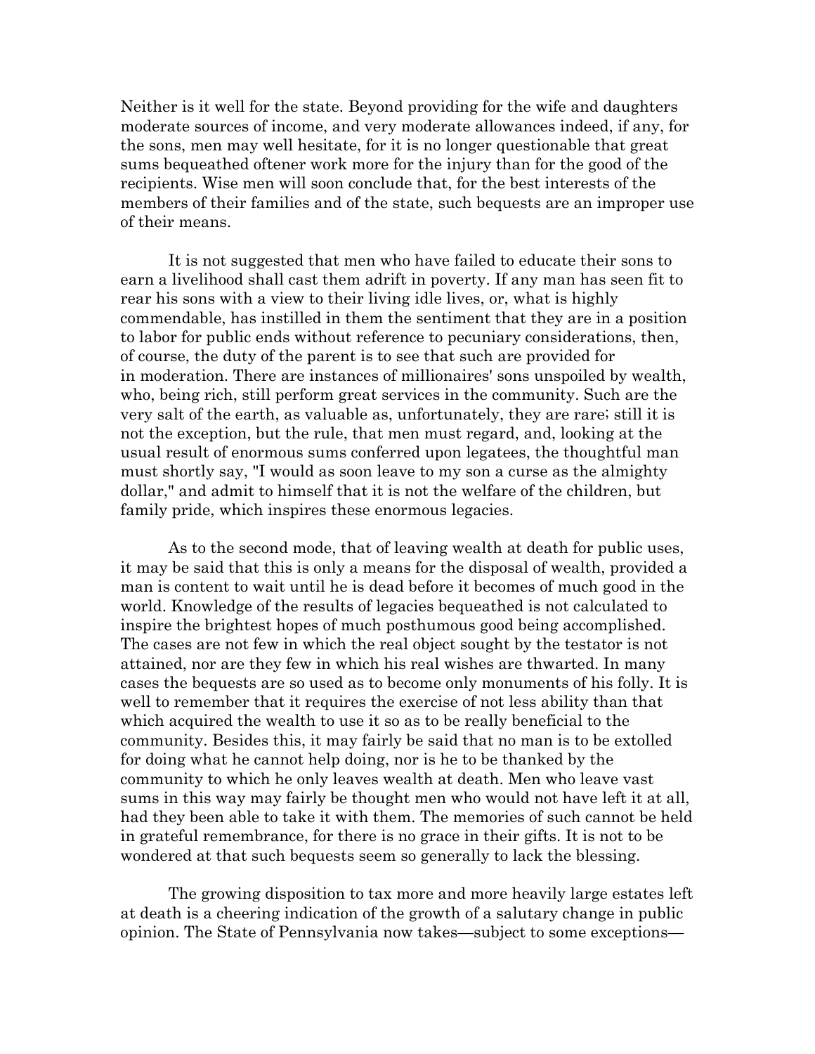Neither is it well for the state. Beyond providing for the wife and daughters moderate sources of income, and very moderate allowances indeed, if any, for the sons, men may well hesitate, for it is no longer questionable that great sums bequeathed oftener work more for the injury than for the good of the recipients. Wise men will soon conclude that, for the best interests of the members of their families and of the state, such bequests are an improper use of their means.

It is not suggested that men who have failed to educate their sons to earn a livelihood shall cast them adrift in poverty. If any man has seen fit to rear his sons with a view to their living idle lives, or, what is highly commendable, has instilled in them the sentiment that they are in a position to labor for public ends without reference to pecuniary considerations, then, of course, the duty of the parent is to see that such are provided for in moderation. There are instances of millionaires' sons unspoiled by wealth, who, being rich, still perform great services in the community. Such are the very salt of the earth, as valuable as, unfortunately, they are rare; still it is not the exception, but the rule, that men must regard, and, looking at the usual result of enormous sums conferred upon legatees, the thoughtful man must shortly say, "I would as soon leave to my son a curse as the almighty dollar," and admit to himself that it is not the welfare of the children, but family pride, which inspires these enormous legacies.

As to the second mode, that of leaving wealth at death for public uses, it may be said that this is only a means for the disposal of wealth, provided a man is content to wait until he is dead before it becomes of much good in the world. Knowledge of the results of legacies bequeathed is not calculated to inspire the brightest hopes of much posthumous good being accomplished. The cases are not few in which the real object sought by the testator is not attained, nor are they few in which his real wishes are thwarted. In many cases the bequests are so used as to become only monuments of his folly. It is well to remember that it requires the exercise of not less ability than that which acquired the wealth to use it so as to be really beneficial to the community. Besides this, it may fairly be said that no man is to be extolled for doing what he cannot help doing, nor is he to be thanked by the community to which he only leaves wealth at death. Men who leave vast sums in this way may fairly be thought men who would not have left it at all, had they been able to take it with them. The memories of such cannot be held in grateful remembrance, for there is no grace in their gifts. It is not to be wondered at that such bequests seem so generally to lack the blessing.

The growing disposition to tax more and more heavily large estates left at death is a cheering indication of the growth of a salutary change in public opinion. The State of Pennsylvania now takes—subject to some exceptions—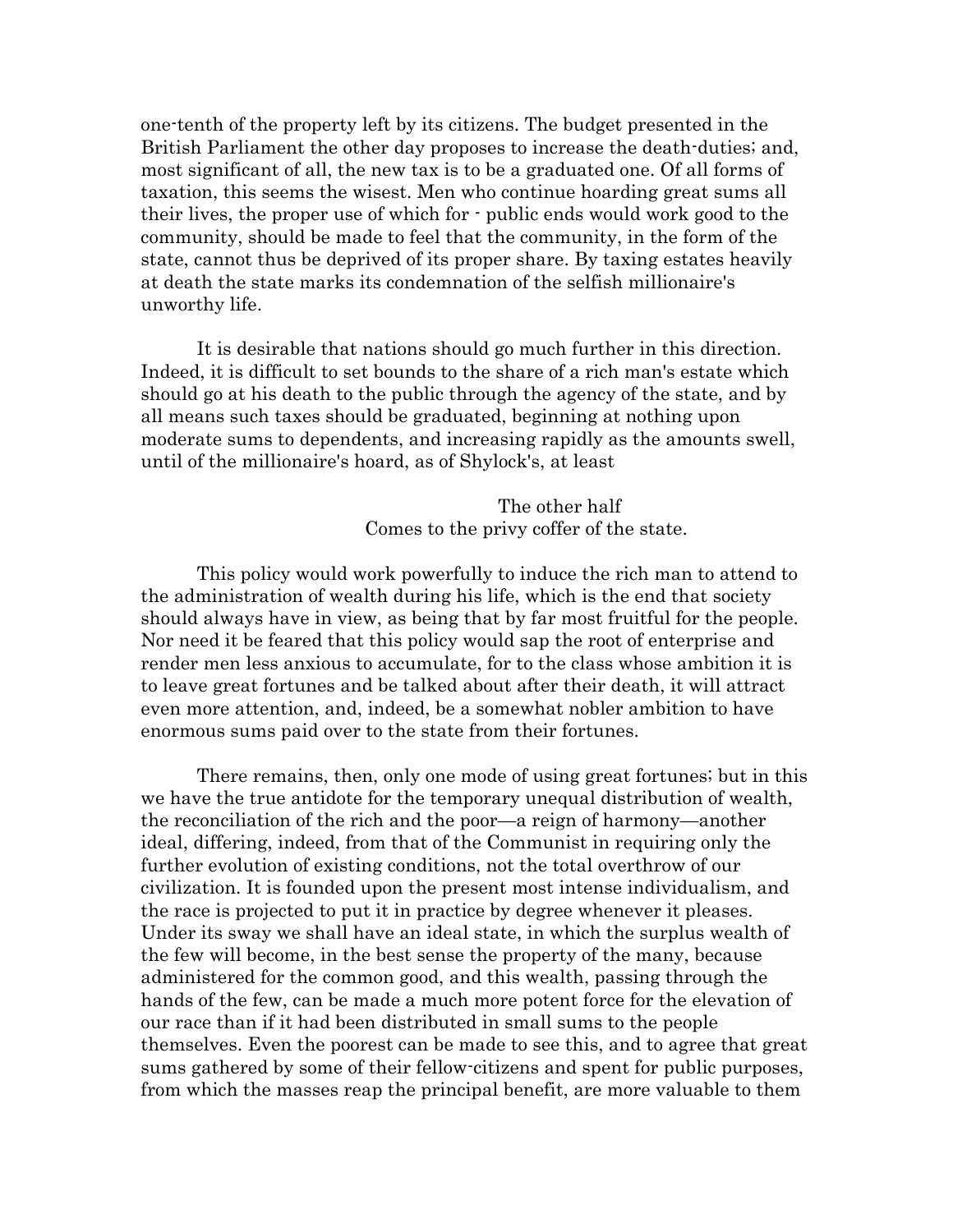one-tenth of the property left by its citizens. The budget presented in the British Parliament the other day proposes to increase the death-duties; and, most significant of all, the new tax is to be a graduated one. Of all forms of taxation, this seems the wisest. Men who continue hoarding great sums all their lives, the proper use of which for - public ends would work good to the community, should be made to feel that the community, in the form of the state, cannot thus be deprived of its proper share. By taxing estates heavily at death the state marks its condemnation of the selfish millionaire's unworthy life.

It is desirable that nations should go much further in this direction. Indeed, it is difficult to set bounds to the share of a rich man's estate which should go at his death to the public through the agency of the state, and by all means such taxes should be graduated, beginning at nothing upon moderate sums to dependents, and increasing rapidly as the amounts swell, until of the millionaire's hoard, as of Shylock's, at least

> The other half
> Comes to the privy coffer of the state.

This policy would work powerfully to induce the rich man to attend to the administration of wealth during his life, which is the end that society should always have in view, as being that by far most fruitful for the people. Nor need it be feared that this policy would sap the root of enterprise and render men less anxious to accumulate, for to the class whose ambition it is to leave great fortunes and be talked about after their death, it will attract even more attention, and, indeed, be a somewhat nobler ambition to have enormous sums paid over to the state from their fortunes.

There remains, then, only one mode of using great fortunes; but in this we have the true antidote for the temporary unequal distribution of wealth, the reconciliation of the rich and the poor—a reign of harmony—another ideal, differing, indeed, from that of the Communist in requiring only the further evolution of existing conditions, not the total overthrow of our civilization. It is founded upon the present most intense individualism, and the race is projected to put it in practice by degree whenever it pleases. Under its sway we shall have an ideal state, in which the surplus wealth of the few will become, in the best sense the property of the many, because administered for the common good, and this wealth, passing through the hands of the few, can be made a much more potent force for the elevation of our race than if it had been distributed in small sums to the people themselves. Even the poorest can be made to see this, and to agree that great sums gathered by some of their fellow-citizens and spent for public purposes, from which the masses reap the principal benefit, are more valuable to them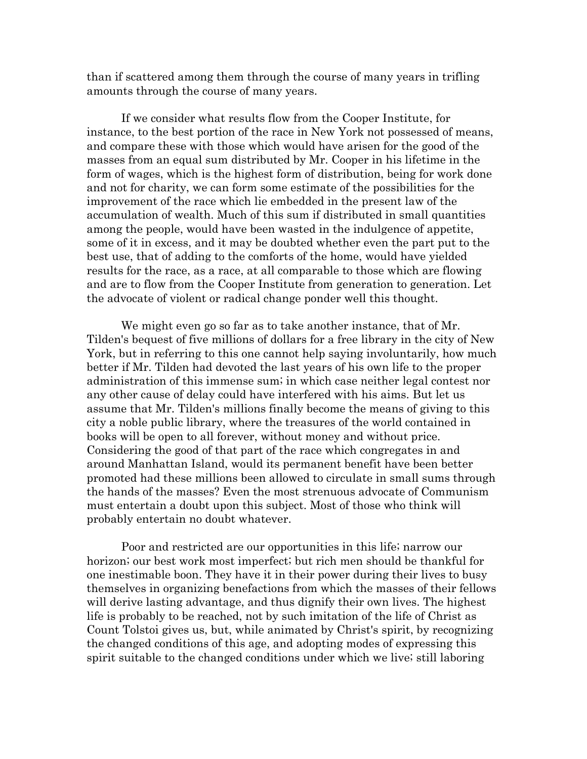than if scattered among them through the course of many years in trifling amounts through the course of many years.

If we consider what results flow from the Cooper Institute, for instance, to the best portion of the race in New York not possessed of means, and compare these with those which would have arisen for the good of the masses from an equal sum distributed by Mr. Cooper in his lifetime in the form of wages, which is the highest form of distribution, being for work done and not for charity, we can form some estimate of the possibilities for the improvement of the race which lie embedded in the present law of the accumulation of wealth. Much of this sum if distributed in small quantities among the people, would have been wasted in the indulgence of appetite, some of it in excess, and it may be doubted whether even the part put to the best use, that of adding to the comforts of the home, would have yielded results for the race, as a race, at all comparable to those which are flowing and are to flow from the Cooper Institute from generation to generation. Let the advocate of violent or radical change ponder well this thought.

We might even go so far as to take another instance, that of Mr. Tilden's bequest of five millions of dollars for a free library in the city of New York, but in referring to this one cannot help saying involuntarily, how much better if Mr. Tilden had devoted the last years of his own life to the proper administration of this immense sum; in which case neither legal contest nor any other cause of delay could have interfered with his aims. But let us assume that Mr. Tilden's millions finally become the means of giving to this city a noble public library, where the treasures of the world contained in books will be open to all forever, without money and without price. Considering the good of that part of the race which congregates in and around Manhattan Island, would its permanent benefit have been better promoted had these millions been allowed to circulate in small sums through the hands of the masses? Even the most strenuous advocate of Communism must entertain a doubt upon this subject. Most of those who think will probably entertain no doubt whatever.

Poor and restricted are our opportunities in this life; narrow our horizon; our best work most imperfect; but rich men should be thankful for one inestimable boon. They have it in their power during their lives to busy themselves in organizing benefactions from which the masses of their fellows will derive lasting advantage, and thus dignify their own lives. The highest life is probably to be reached, not by such imitation of the life of Christ as Count Tolstoi gives us, but, while animated by Christ's spirit, by recognizing the changed conditions of this age, and adopting modes of expressing this spirit suitable to the changed conditions under which we live; still laboring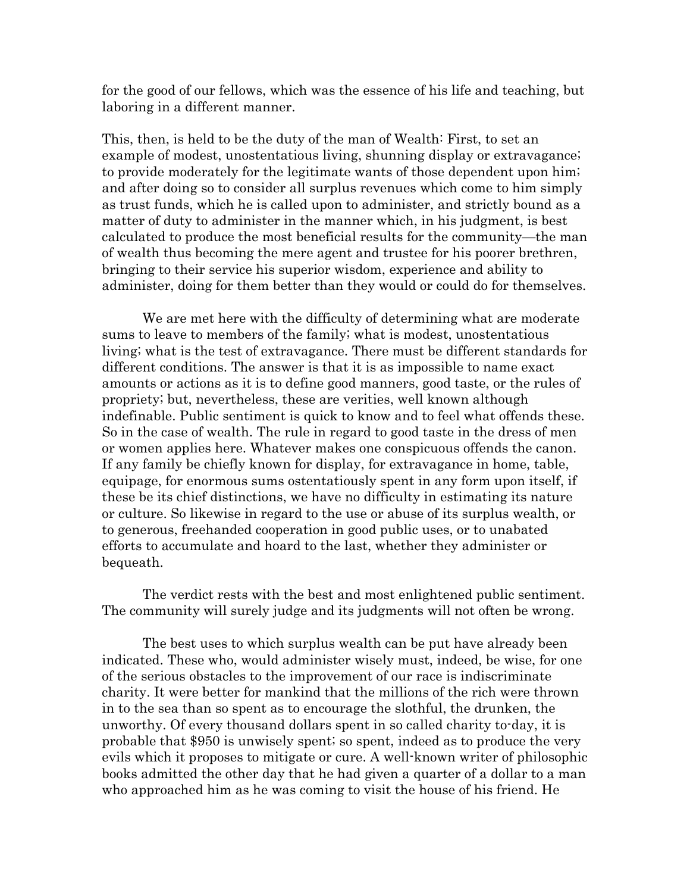for the good of our fellows, which was the essence of his life and teaching, but laboring in a different manner.

This, then, is held to be the duty of the man of Wealth: First, to set an example of modest, unostentatious living, shunning display or extravagance; to provide moderately for the legitimate wants of those dependent upon him; and after doing so to consider all surplus revenues which come to him simply as trust funds, which he is called upon to administer, and strictly bound as a matter of duty to administer in the manner which, in his judgment, is best calculated to produce the most beneficial results for the community—the man of wealth thus becoming the mere agent and trustee for his poorer brethren, bringing to their service his superior wisdom, experience and ability to administer, doing for them better than they would or could do for themselves.

We are met here with the difficulty of determining what are moderate sums to leave to members of the family; what is modest, unostentatious living; what is the test of extravagance. There must be different standards for different conditions. The answer is that it is as impossible to name exact amounts or actions as it is to define good manners, good taste, or the rules of propriety; but, nevertheless, these are verities, well known although indefinable. Public sentiment is quick to know and to feel what offends these. So in the case of wealth. The rule in regard to good taste in the dress of men or women applies here. Whatever makes one conspicuous offends the canon. If any family be chiefly known for display, for extravagance in home, table, equipage, for enormous sums ostentatiously spent in any form upon itself, if these be its chief distinctions, we have no difficulty in estimating its nature or culture. So likewise in regard to the use or abuse of its surplus wealth, or to generous, freehanded cooperation in good public uses, or to unabated efforts to accumulate and hoard to the last, whether they administer or bequeath.

The verdict rests with the best and most enlightened public sentiment. The community will surely judge and its judgments will not often be wrong.

The best uses to which surplus wealth can be put have already been indicated. These who, would administer wisely must, indeed, be wise, for one of the serious obstacles to the improvement of our race is indiscriminate charity. It were better for mankind that the millions of the rich were thrown in to the sea than so spent as to encourage the slothful, the drunken, the unworthy. Of every thousand dollars spent in so called charity to-day, it is probable that $950 is unwisely spent; so spent, indeed as to produce the very evils which it proposes to mitigate or cure. A well-known writer of philosophic books admitted the other day that he had given a quarter of a dollar to a man who approached him as he was coming to visit the house of his friend. He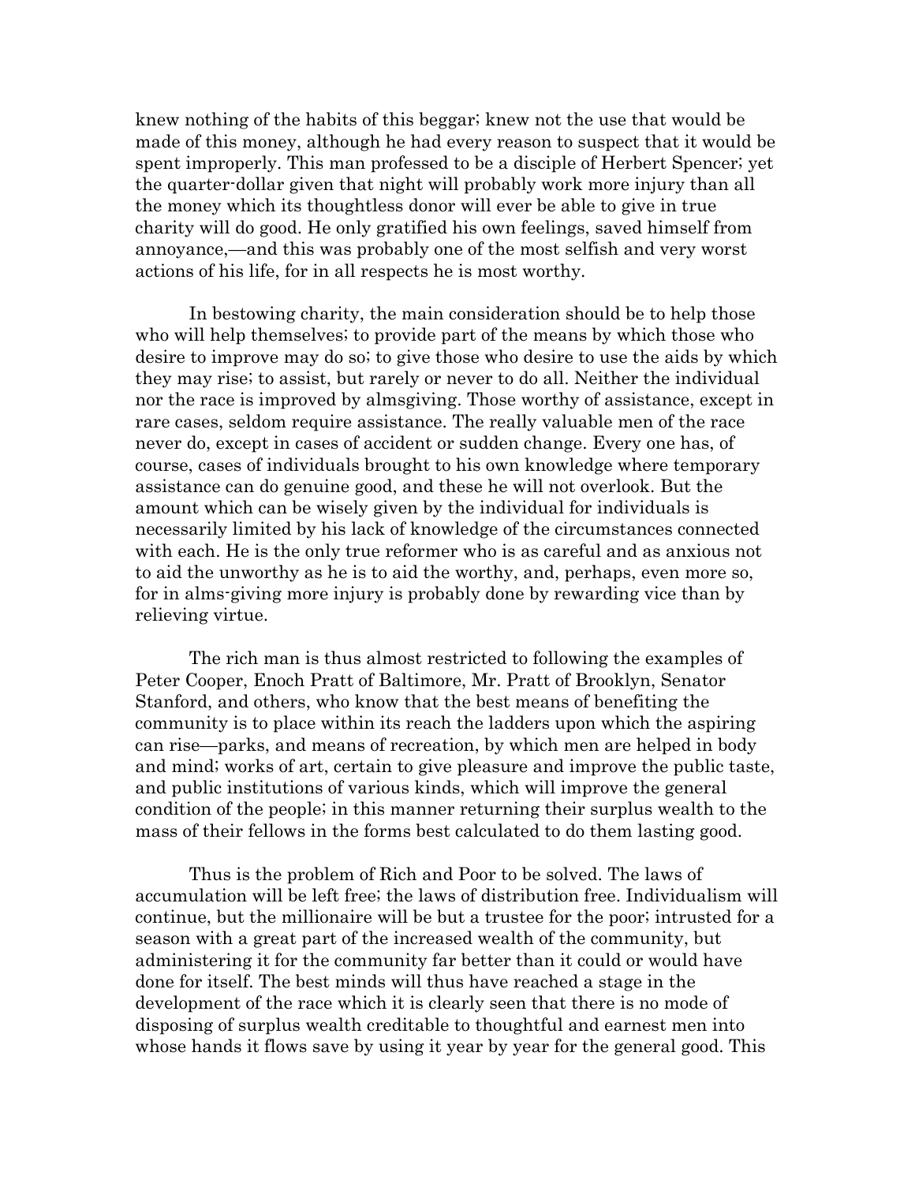knew nothing of the habits of this beggar; knew not the use that would be made of this money, although he had every reason to suspect that it would be spent improperly. This man professed to be a disciple of Herbert Spencer; yet the quarter-dollar given that night will probably work more injury than all the money which its thoughtless donor will ever be able to give in true charity will do good. He only gratified his own feelings, saved himself from annoyance,—and this was probably one of the most selfish and very worst actions of his life, for in all respects he is most worthy.

In bestowing charity, the main consideration should be to help those who will help themselves; to provide part of the means by which those who desire to improve may do so; to give those who desire to use the aids by which they may rise; to assist, but rarely or never to do all. Neither the individual nor the race is improved by almsgiving. Those worthy of assistance, except in rare cases, seldom require assistance. The really valuable men of the race never do, except in cases of accident or sudden change. Every one has, of course, cases of individuals brought to his own knowledge where temporary assistance can do genuine good, and these he will not overlook. But the amount which can be wisely given by the individual for individuals is necessarily limited by his lack of knowledge of the circumstances connected with each. He is the only true reformer who is as careful and as anxious not to aid the unworthy as he is to aid the worthy, and, perhaps, even more so, for in alms-giving more injury is probably done by rewarding vice than by relieving virtue.

The rich man is thus almost restricted to following the examples of Peter Cooper, Enoch Pratt of Baltimore, Mr. Pratt of Brooklyn, Senator Stanford, and others, who know that the best means of benefiting the community is to place within its reach the ladders upon which the aspiring can rise—parks, and means of recreation, by which men are helped in body and mind; works of art, certain to give pleasure and improve the public taste, and public institutions of various kinds, which will improve the general condition of the people; in this manner returning their surplus wealth to the mass of their fellows in the forms best calculated to do them lasting good.

Thus is the problem of Rich and Poor to be solved. The laws of accumulation will be left free; the laws of distribution free. Individualism will continue, but the millionaire will be but a trustee for the poor; intrusted for a season with a great part of the increased wealth of the community, but administering it for the community far better than it could or would have done for itself. The best minds will thus have reached a stage in the development of the race which it is clearly seen that there is no mode of disposing of surplus wealth creditable to thoughtful and earnest men into whose hands it flows save by using it year by year for the general good. This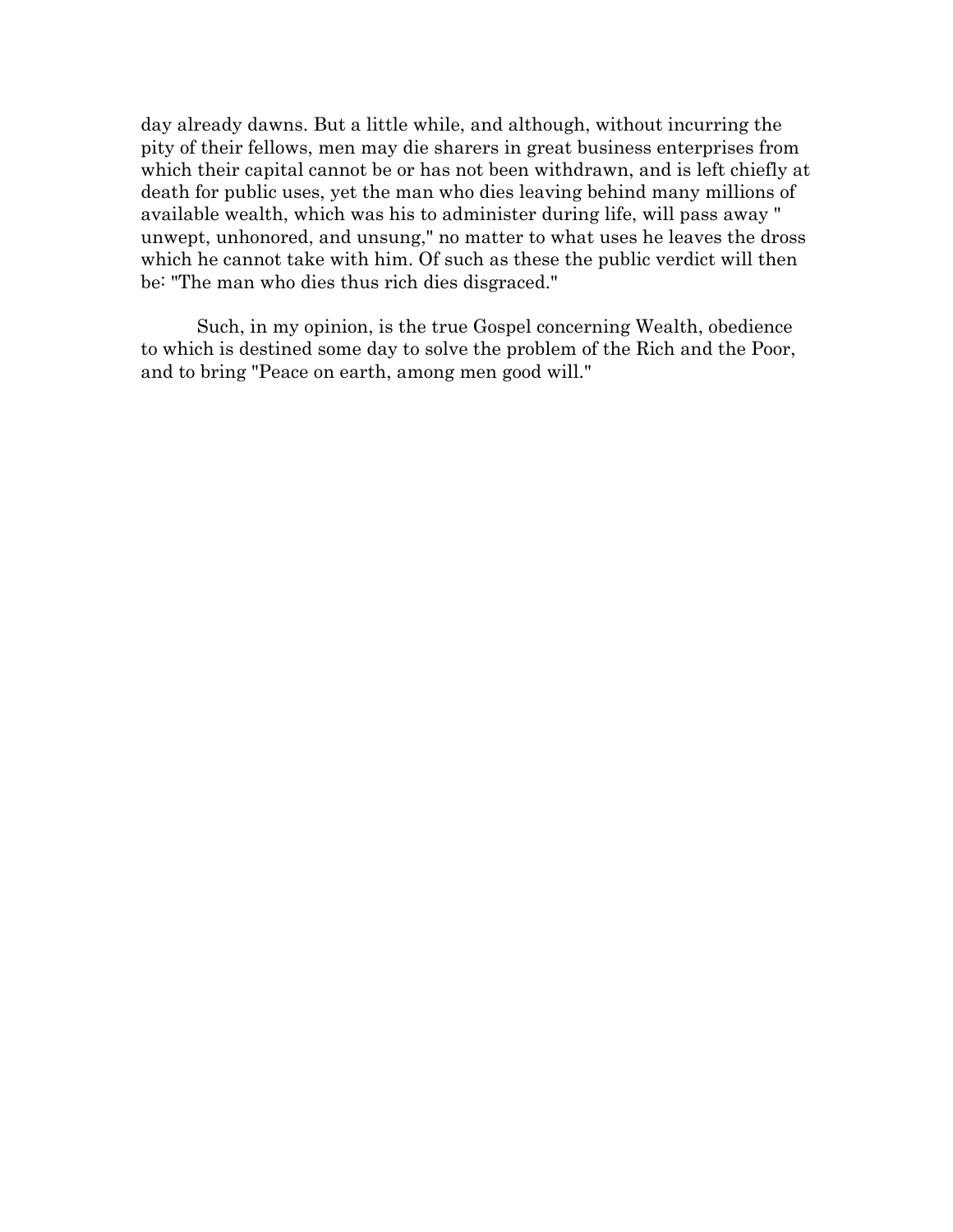day already dawns. But a little while, and although, without incurring the pity of their fellows, men may die sharers in great business enterprises from which their capital cannot be or has not been withdrawn, and is left chiefly at death for public uses, yet the man who dies leaving behind many millions of available wealth, which was his to administer during life, will pass away " unwept, unhonored, and unsung," no matter to what uses he leaves the dross which he cannot take with him. Of such as these the public verdict will then be: "The man who dies thus rich dies disgraced."

Such, in my opinion, is the true Gospel concerning Wealth, obedience to which is destined some day to solve the problem of the Rich and the Poor, and to bring "Peace on earth, among men good will."